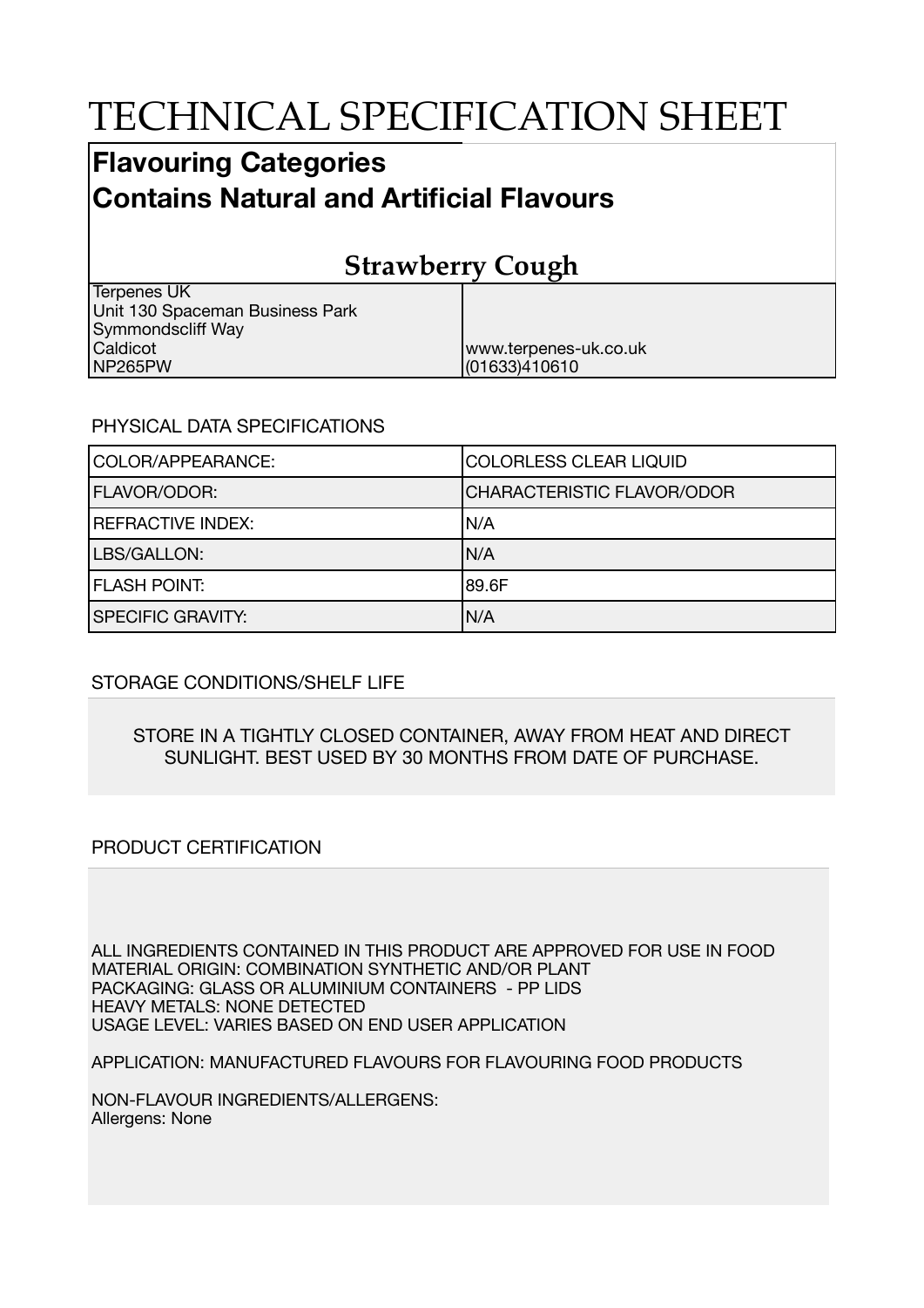# TECHNICAL SPECIFICATION SHEET

## Flavouring Categories
## Contains Natural and Artificial Flavours

### Strawberry Cough

| | |
|---|---|
| Terpenes UK<br>Unit 130 Spaceman Business Park<br>Symmondscliff Way<br>Caldicot<br>NP265PW | www.terpenes-uk.co.uk<br>(01633)410610 |

PHYSICAL DATA SPECIFICATIONS

| | |
|---|---|
| COLOR/APPEARANCE: | COLORLESS CLEAR LIQUID |
| FLAVOR/ODOR: | CHARACTERISTIC FLAVOR/ODOR |
| REFRACTIVE INDEX: | N/A |
| LBS/GALLON: | N/A |
| FLASH POINT: | 89.6F |
| SPECIFIC GRAVITY: | N/A |

STORAGE CONDITIONS/SHELF LIFE

STORE IN A TIGHTLY CLOSED CONTAINER, AWAY FROM HEAT AND DIRECT SUNLIGHT. BEST USED BY 30 MONTHS FROM DATE OF PURCHASE.

PRODUCT CERTIFICATION

ALL INGREDIENTS CONTAINED IN THIS PRODUCT ARE APPROVED FOR USE IN FOOD
MATERIAL ORIGIN: COMBINATION SYNTHETIC AND/OR PLANT
PACKAGING: GLASS OR ALUMINIUM CONTAINERS - PP LIDS
HEAVY METALS: NONE DETECTED
USAGE LEVEL: VARIES BASED ON END USER APPLICATION

APPLICATION: MANUFACTURED FLAVOURS FOR FLAVOURING FOOD PRODUCTS

NON-FLAVOUR INGREDIENTS/ALLERGENS:
Allergens: None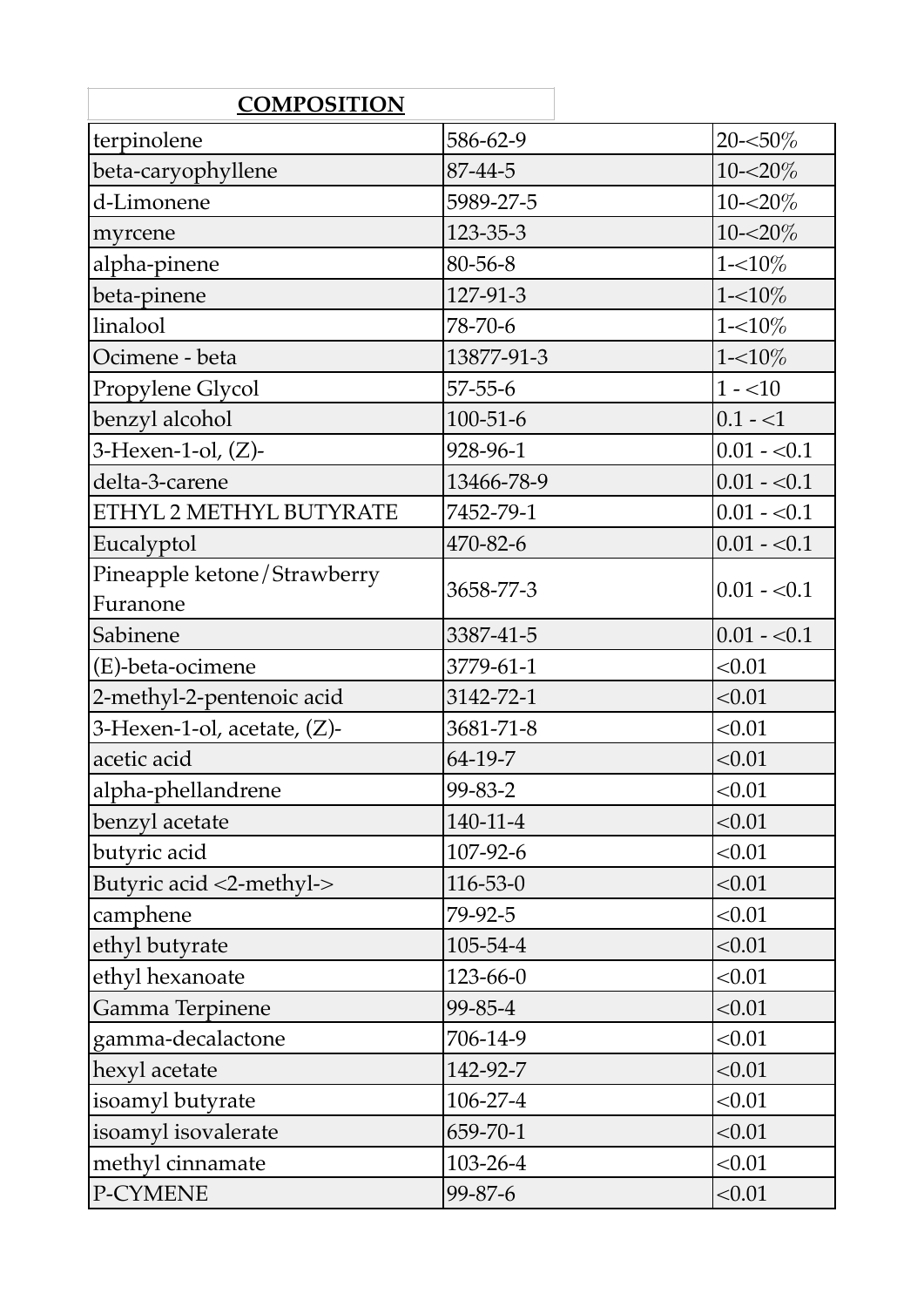**COMPOSITION**

| | | |
|---|---|---|
| terpinolene | 586-62-9 | 20-<50% |
| beta-caryophyllene | 87-44-5 | 10-<20% |
| d-Limonene | 5989-27-5 | 10-<20% |
| myrcene | 123-35-3 | 10-<20% |
| alpha-pinene | 80-56-8 | 1-<10% |
| beta-pinene | 127-91-3 | 1-<10% |
| linalool | 78-70-6 | 1-<10% |
| Ocimene - beta | 13877-91-3 | 1-<10% |
| Propylene Glycol | 57-55-6 | 1 - <10 |
| benzyl alcohol | 100-51-6 | 0.1 - <1 |
| 3-Hexen-1-ol, (Z)- | 928-96-1 | 0.01 - <0.1 |
| delta-3-carene | 13466-78-9 | 0.01 - <0.1 |
| ETHYL 2 METHYL BUTYRATE | 7452-79-1 | 0.01 - <0.1 |
| Eucalyptol | 470-82-6 | 0.01 - <0.1 |
| Pineapple ketone/Strawberry Furanone | 3658-77-3 | 0.01 - <0.1 |
| Sabinene | 3387-41-5 | 0.01 - <0.1 |
| (E)-beta-ocimene | 3779-61-1 | <0.01 |
| 2-methyl-2-pentenoic acid | 3142-72-1 | <0.01 |
| 3-Hexen-1-ol, acetate, (Z)- | 3681-71-8 | <0.01 |
| acetic acid | 64-19-7 | <0.01 |
| alpha-phellandrene | 99-83-2 | <0.01 |
| benzyl acetate | 140-11-4 | <0.01 |
| butyric acid | 107-92-6 | <0.01 |
| Butyric acid <2-methyl-> | 116-53-0 | <0.01 |
| camphene | 79-92-5 | <0.01 |
| ethyl butyrate | 105-54-4 | <0.01 |
| ethyl hexanoate | 123-66-0 | <0.01 |
| Gamma Terpinene | 99-85-4 | <0.01 |
| gamma-decalactone | 706-14-9 | <0.01 |
| hexyl acetate | 142-92-7 | <0.01 |
| isoamyl butyrate | 106-27-4 | <0.01 |
| isoamyl isovalerate | 659-70-1 | <0.01 |
| methyl cinnamate | 103-26-4 | <0.01 |
| P-CYMENE | 99-87-6 | <0.01 |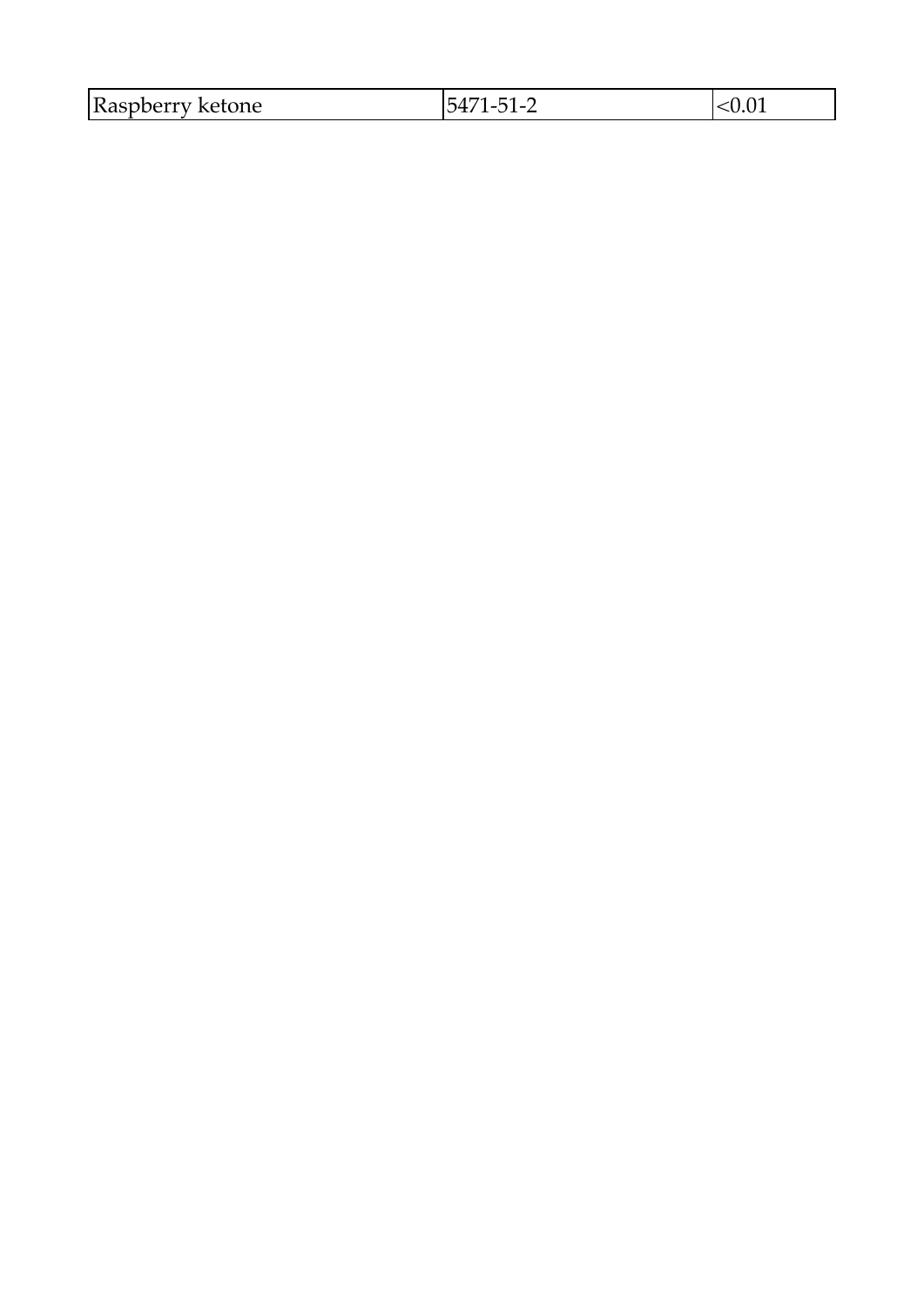| | | |
|---|---|---|
| Raspberry ketone | 5471-51-2 | <0.01 |